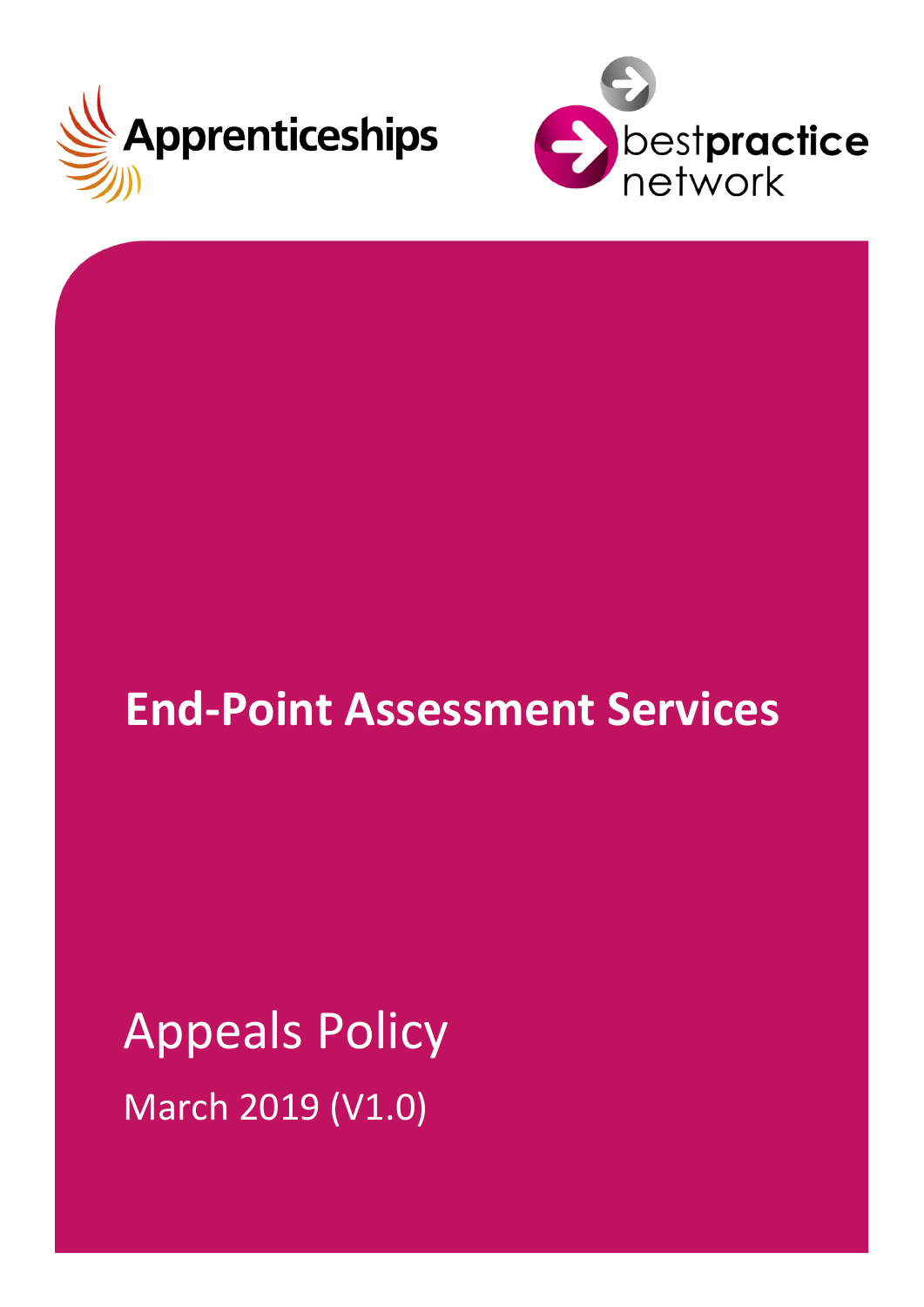Apprenticeships

bestpractice network

# End-Point Assessment Services

## Appeals Policy

March 2019 (V1.0)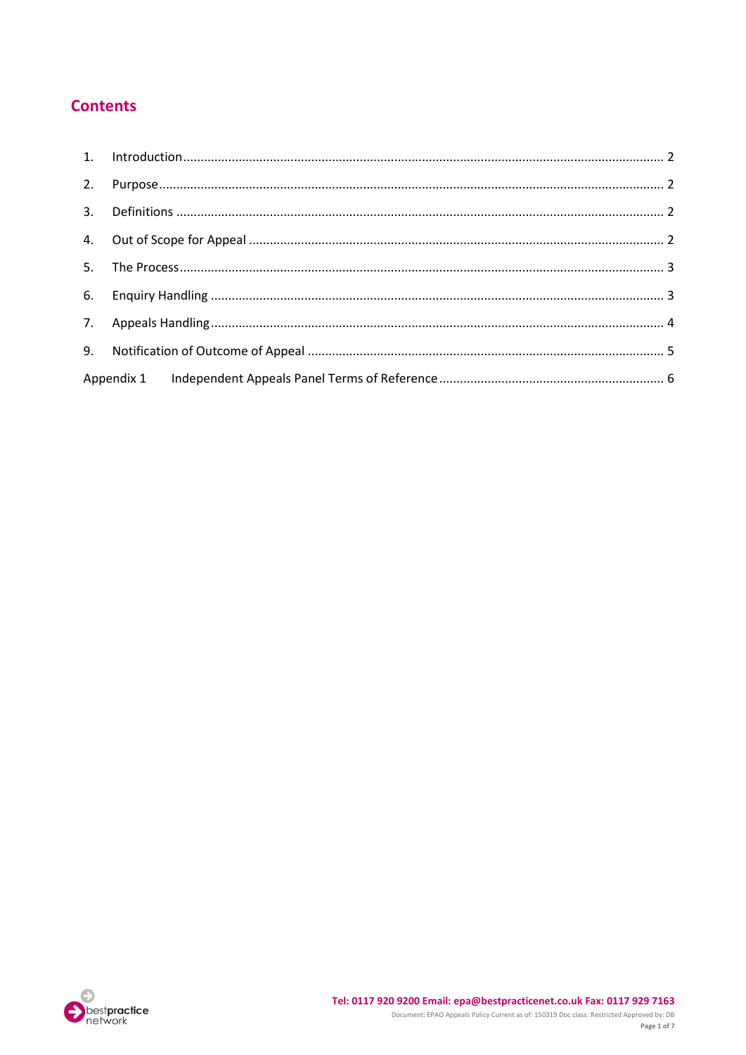# Contents

1. Introduction ........................................................................................................................................ 2
2. Purpose ............................................................................................................................................... 2
3. Definitions .......................................................................................................................................... 2
4. Out of Scope for Appeal ...................................................................................................................... 2
5. The Process ......................................................................................................................................... 3
6. Enquiry Handling ................................................................................................................................ 3
7. Appeals Handling ................................................................................................................................ 4
9. Notification of Outcome of Appeal ..................................................................................................... 5

Appendix 1 Independent Appeals Panel Terms of Reference ................................................................ 6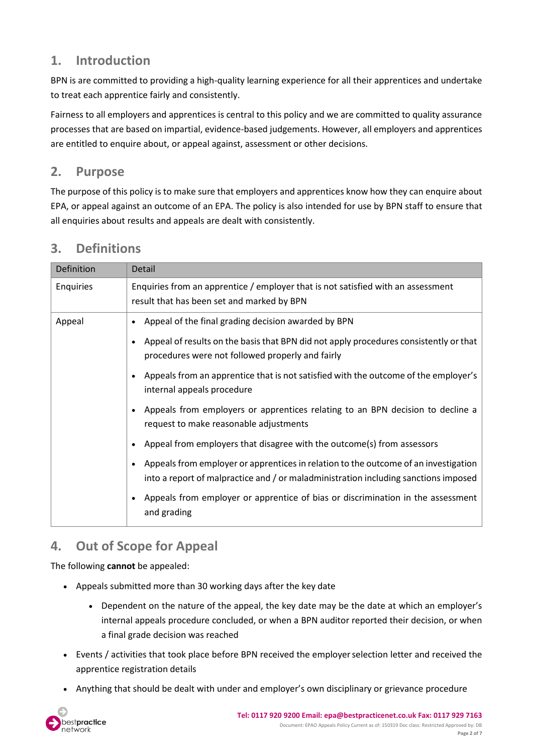## 1. Introduction

BPN is are committed to providing a high-quality learning experience for all their apprentices and undertake to treat each apprentice fairly and consistently.

Fairness to all employers and apprentices is central to this policy and we are committed to quality assurance processes that are based on impartial, evidence-based judgements. However, all employers and apprentices are entitled to enquire about, or appeal against, assessment or other decisions.

## 2. Purpose

The purpose of this policy is to make sure that employers and apprentices know how they can enquire about EPA, or appeal against an outcome of an EPA. The policy is also intended for use by BPN staff to ensure that all enquiries about results and appeals are dealt with consistently.

## 3. Definitions

| Definition | Detail |
|---|---|
| Enquiries | Enquiries from an apprentice / employer that is not satisfied with an assessment result that has been set and marked by BPN |
| Appeal | • Appeal of the final grading decision awarded by BPN<br>• Appeal of results on the basis that BPN did not apply procedures consistently or that procedures were not followed properly and fairly<br>• Appeals from an apprentice that is not satisfied with the outcome of the employer's internal appeals procedure<br>• Appeals from employers or apprentices relating to an BPN decision to decline a request to make reasonable adjustments<br>• Appeal from employers that disagree with the outcome(s) from assessors<br>• Appeals from employer or apprentices in relation to the outcome of an investigation into a report of malpractice and / or maladministration including sanctions imposed<br>• Appeals from employer or apprentice of bias or discrimination in the assessment and grading |

## 4. Out of Scope for Appeal

The following **cannot** be appealed:

- Appeals submitted more than 30 working days after the key date
  - Dependent on the nature of the appeal, the key date may be the date at which an employer's internal appeals procedure concluded, or when a BPN auditor reported their decision, or when a final grade decision was reached
- Events / activities that took place before BPN received the employer selection letter and received the apprentice registration details
- Anything that should be dealt with under and employer's own disciplinary or grievance procedure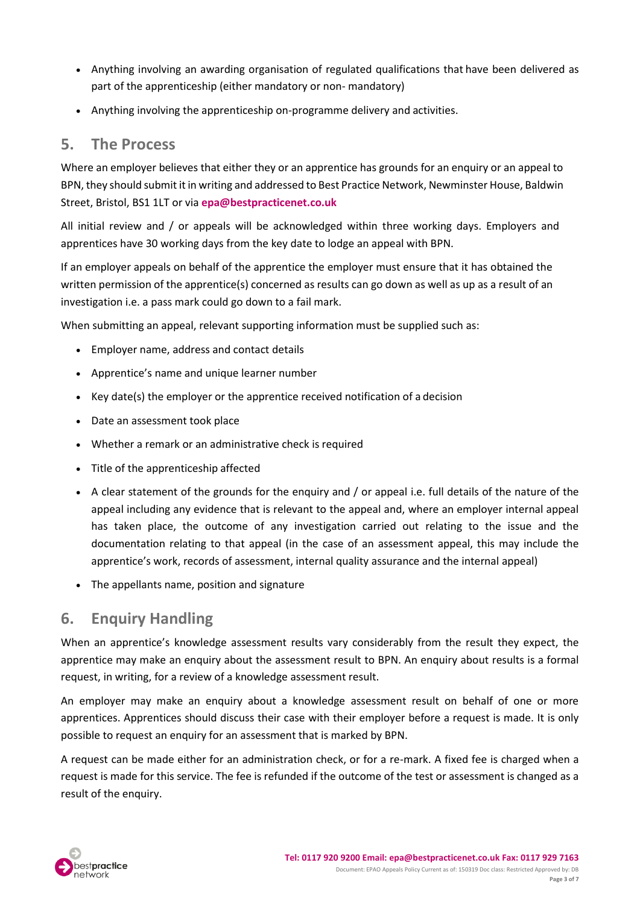- Anything involving an awarding organisation of regulated qualifications that have been delivered as part of the apprenticeship (either mandatory or non- mandatory)
- Anything involving the apprenticeship on-programme delivery and activities.

## 5. The Process

Where an employer believes that either they or an apprentice has grounds for an enquiry or an appeal to BPN, they should submit it in writing and addressed to Best Practice Network, Newminster House, Baldwin Street, Bristol, BS1 1LT or via **epa@bestpracticenet.co.uk**

All initial review and / or appeals will be acknowledged within three working days. Employers and apprentices have 30 working days from the key date to lodge an appeal with BPN.

If an employer appeals on behalf of the apprentice the employer must ensure that it has obtained the written permission of the apprentice(s) concerned as results can go down as well as up as a result of an investigation i.e. a pass mark could go down to a fail mark.

When submitting an appeal, relevant supporting information must be supplied such as:

- Employer name, address and contact details
- Apprentice's name and unique learner number
- Key date(s) the employer or the apprentice received notification of a decision
- Date an assessment took place
- Whether a remark or an administrative check is required
- Title of the apprenticeship affected
- A clear statement of the grounds for the enquiry and / or appeal i.e. full details of the nature of the appeal including any evidence that is relevant to the appeal and, where an employer internal appeal has taken place, the outcome of any investigation carried out relating to the issue and the documentation relating to that appeal (in the case of an assessment appeal, this may include the apprentice's work, records of assessment, internal quality assurance and the internal appeal)
- The appellants name, position and signature

## 6. Enquiry Handling

When an apprentice's knowledge assessment results vary considerably from the result they expect, the apprentice may make an enquiry about the assessment result to BPN. An enquiry about results is a formal request, in writing, for a review of a knowledge assessment result.

An employer may make an enquiry about a knowledge assessment result on behalf of one or more apprentices. Apprentices should discuss their case with their employer before a request is made. It is only possible to request an enquiry for an assessment that is marked by BPN.

A request can be made either for an administration check, or for a re-mark. A fixed fee is charged when a request is made for this service. The fee is refunded if the outcome of the test or assessment is changed as a result of the enquiry.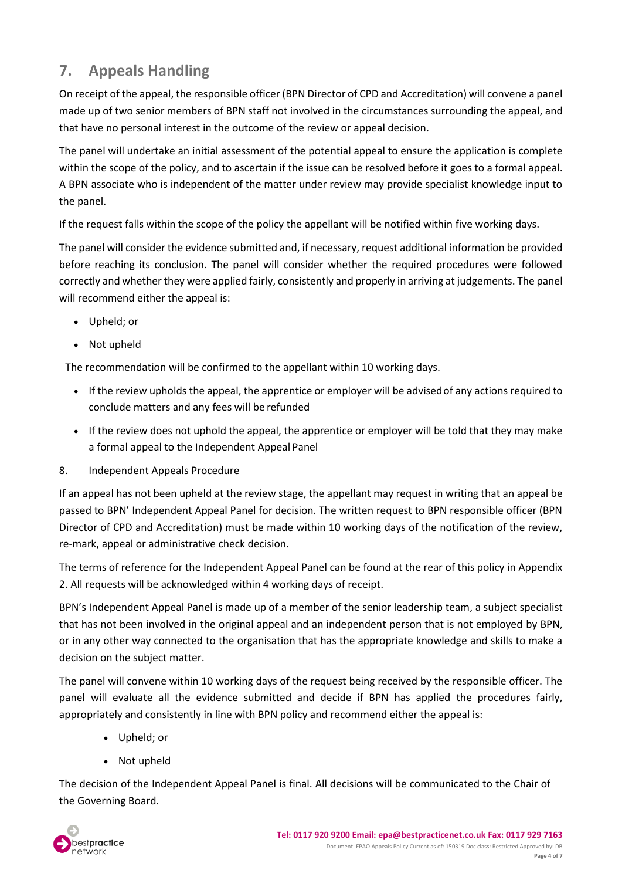## 7. Appeals Handling

On receipt of the appeal, the responsible officer (BPN Director of CPD and Accreditation) will convene a panel made up of two senior members of BPN staff not involved in the circumstances surrounding the appeal, and that have no personal interest in the outcome of the review or appeal decision.

The panel will undertake an initial assessment of the potential appeal to ensure the application is complete within the scope of the policy, and to ascertain if the issue can be resolved before it goes to a formal appeal. A BPN associate who is independent of the matter under review may provide specialist knowledge input to the panel.

If the request falls within the scope of the policy the appellant will be notified within five working days.

The panel will consider the evidence submitted and, if necessary, request additional information be provided before reaching its conclusion. The panel will consider whether the required procedures were followed correctly and whether they were applied fairly, consistently and properly in arriving at judgements. The panel will recommend either the appeal is:

- Upheld; or
- Not upheld

The recommendation will be confirmed to the appellant within 10 working days.

- If the review upholds the appeal, the apprentice or employer will be advised of any actions required to conclude matters and any fees will be refunded
- If the review does not uphold the appeal, the apprentice or employer will be told that they may make a formal appeal to the Independent Appeal Panel

8. Independent Appeals Procedure

If an appeal has not been upheld at the review stage, the appellant may request in writing that an appeal be passed to BPN' Independent Appeal Panel for decision. The written request to BPN responsible officer (BPN Director of CPD and Accreditation) must be made within 10 working days of the notification of the review, re-mark, appeal or administrative check decision.

The terms of reference for the Independent Appeal Panel can be found at the rear of this policy in Appendix 2. All requests will be acknowledged within 4 working days of receipt.

BPN's Independent Appeal Panel is made up of a member of the senior leadership team, a subject specialist that has not been involved in the original appeal and an independent person that is not employed by BPN, or in any other way connected to the organisation that has the appropriate knowledge and skills to make a decision on the subject matter.

The panel will convene within 10 working days of the request being received by the responsible officer. The panel will evaluate all the evidence submitted and decide if BPN has applied the procedures fairly, appropriately and consistently in line with BPN policy and recommend either the appeal is:

- Upheld; or
- Not upheld

The decision of the Independent Appeal Panel is final. All decisions will be communicated to the Chair of the Governing Board.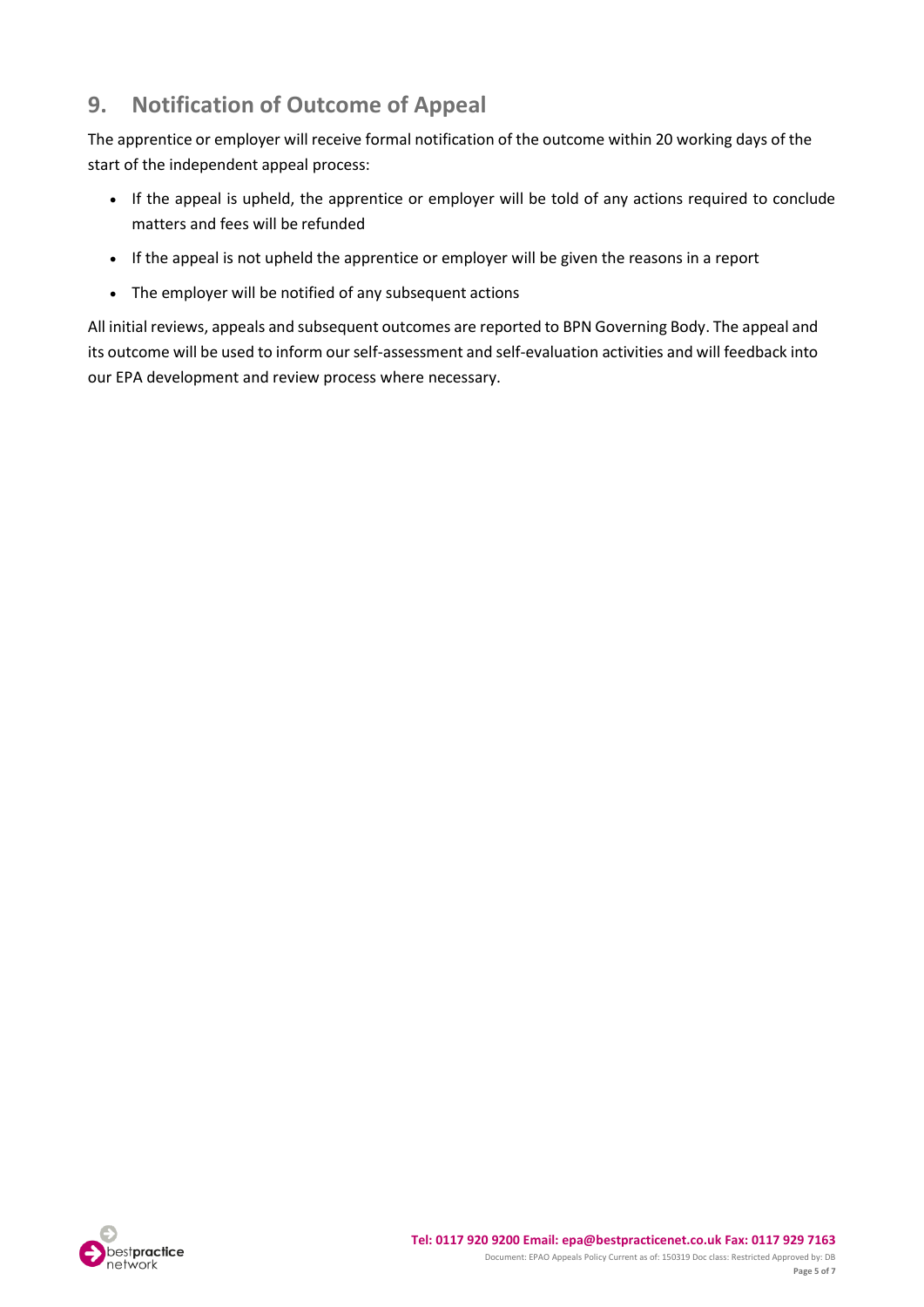## 9. Notification of Outcome of Appeal

The apprentice or employer will receive formal notification of the outcome within 20 working days of the start of the independent appeal process:

- If the appeal is upheld, the apprentice or employer will be told of any actions required to conclude matters and fees will be refunded
- If the appeal is not upheld the apprentice or employer will be given the reasons in a report
- The employer will be notified of any subsequent actions

All initial reviews, appeals and subsequent outcomes are reported to BPN Governing Body. The appeal and its outcome will be used to inform our self-assessment and self-evaluation activities and will feedback into our EPA development and review process where necessary.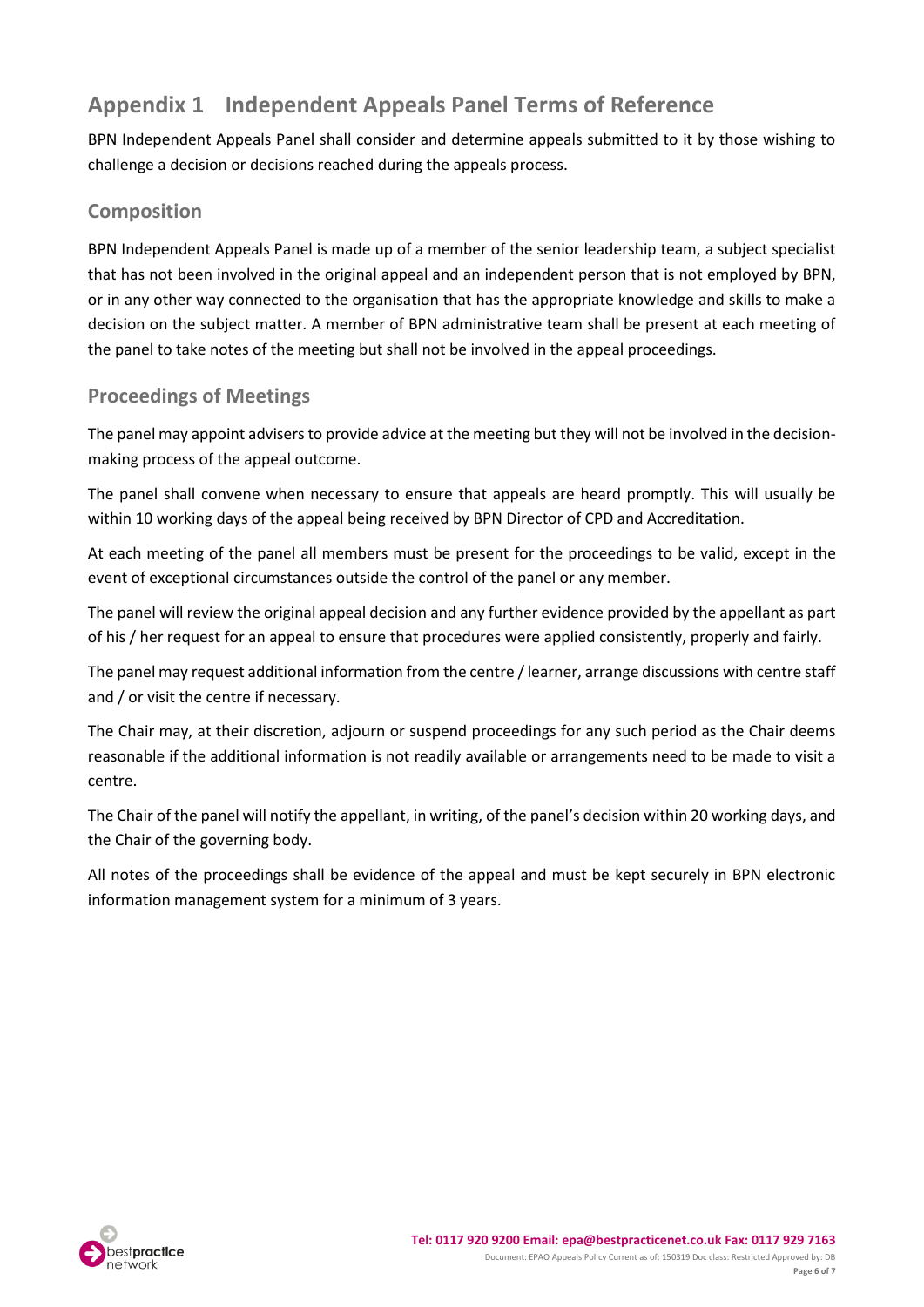## Appendix 1 Independent Appeals Panel Terms of Reference

BPN Independent Appeals Panel shall consider and determine appeals submitted to it by those wishing to challenge a decision or decisions reached during the appeals process.

### Composition

BPN Independent Appeals Panel is made up of a member of the senior leadership team, a subject specialist that has not been involved in the original appeal and an independent person that is not employed by BPN, or in any other way connected to the organisation that has the appropriate knowledge and skills to make a decision on the subject matter. A member of BPN administrative team shall be present at each meeting of the panel to take notes of the meeting but shall not be involved in the appeal proceedings.

### Proceedings of Meetings

The panel may appoint advisers to provide advice at the meeting but they will not be involved in the decision-making process of the appeal outcome.

The panel shall convene when necessary to ensure that appeals are heard promptly. This will usually be within 10 working days of the appeal being received by BPN Director of CPD and Accreditation.

At each meeting of the panel all members must be present for the proceedings to be valid, except in the event of exceptional circumstances outside the control of the panel or any member.

The panel will review the original appeal decision and any further evidence provided by the appellant as part of his / her request for an appeal to ensure that procedures were applied consistently, properly and fairly.

The panel may request additional information from the centre / learner, arrange discussions with centre staff and / or visit the centre if necessary.

The Chair may, at their discretion, adjourn or suspend proceedings for any such period as the Chair deems reasonable if the additional information is not readily available or arrangements need to be made to visit a centre.

The Chair of the panel will notify the appellant, in writing, of the panel's decision within 20 working days, and the Chair of the governing body.

All notes of the proceedings shall be evidence of the appeal and must be kept securely in BPN electronic information management system for a minimum of 3 years.